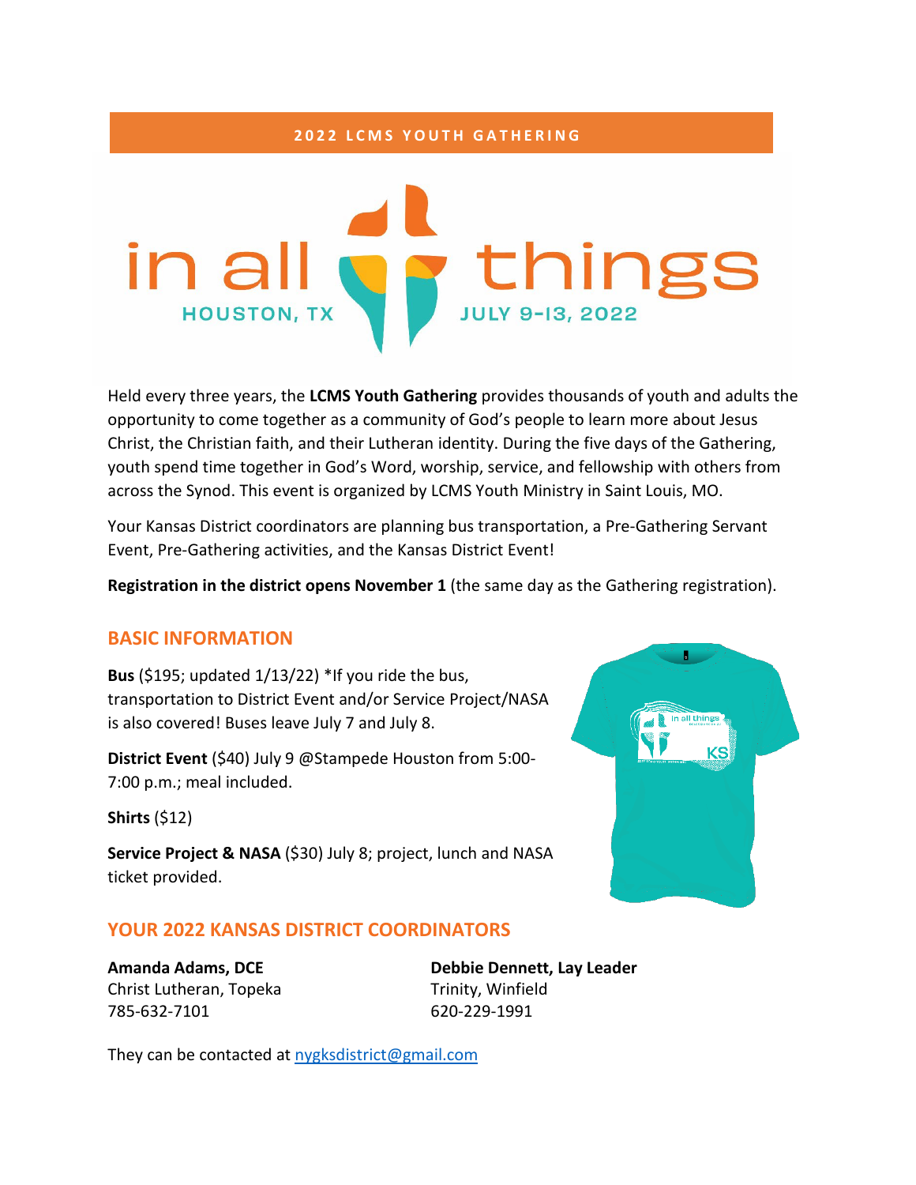2022 LCMS YOUTH GATHERING

# in all things

HOUSTON, TX JULY 9-13, 2022

Held every three years, the **LCMS Youth Gathering** provides thousands of youth and adults the opportunity to come together as a community of God's people to learn more about Jesus Christ, the Christian faith, and their Lutheran identity. During the five days of the Gathering, youth spend time together in God's Word, worship, service, and fellowship with others from across the Synod. This event is organized by LCMS Youth Ministry in Saint Louis, MO.

Your Kansas District coordinators are planning bus transportation, a Pre-Gathering Servant Event, Pre-Gathering activities, and the Kansas District Event!

**Registration in the district opens November 1** (the same day as the Gathering registration).

## BASIC INFORMATION

**Bus** ($195; updated 1/13/22) *If you ride the bus, transportation to District Event and/or Service Project/NASA is also covered! Buses leave July 7 and July 8.

**District Event** ($40) July 9 @Stampede Houston from 5:00-7:00 p.m.; meal included.

**Shirts** ($12)

**Service Project & NASA** ($30) July 8; project, lunch and NASA ticket provided.

## YOUR 2022 KANSAS DISTRICT COORDINATORS

**Amanda Adams, DCE**
Christ Lutheran, Topeka
785-632-7101

**Debbie Dennett, Lay Leader**
Trinity, Winfield
620-229-1991

They can be contacted at nygksdistrict@gmail.com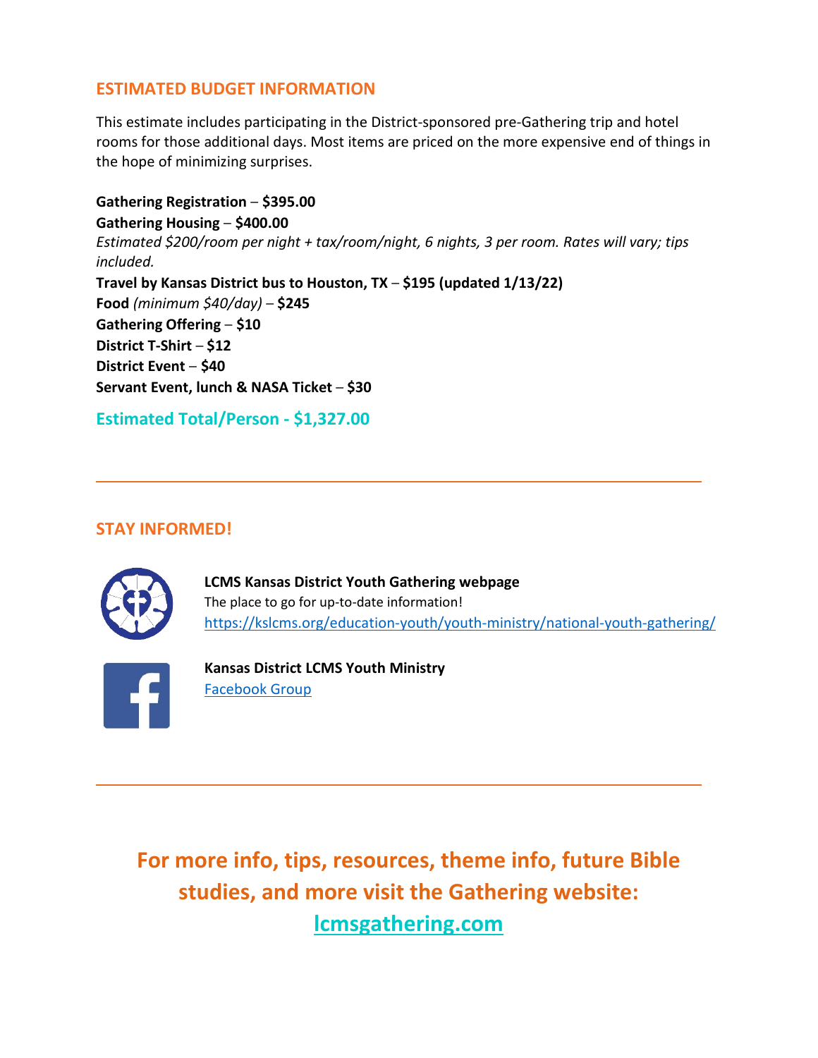## ESTIMATED BUDGET INFORMATION

This estimate includes participating in the District-sponsored pre-Gathering trip and hotel rooms for those additional days. Most items are priced on the more expensive end of things in the hope of minimizing surprises.

**Gathering Registration** – **$395.00**
**Gathering Housing** – **$400.00**
*Estimated $200/room per night + tax/room/night, 6 nights, 3 per room. Rates will vary; tips included.*
**Travel by Kansas District bus to Houston, TX** – **$195 (updated 1/13/22)**
**Food** *(minimum $40/day)* – **$245**
**Gathering Offering** – **$10**
**District T-Shirt** – **$12**
**District Event** – **$40**
**Servant Event, lunch & NASA Ticket** – **$30**

**Estimated Total/Person - $1,327.00**

---

## STAY INFORMED!

**LCMS Kansas District Youth Gathering webpage**
The place to go for up-to-date information!
https://kslcms.org/education-youth/youth-ministry/national-youth-gathering/

**Kansas District LCMS Youth Ministry**
Facebook Group

---

**For more info, tips, resources, theme info, future Bible studies, and more visit the Gathering website: lcmsgathering.com**